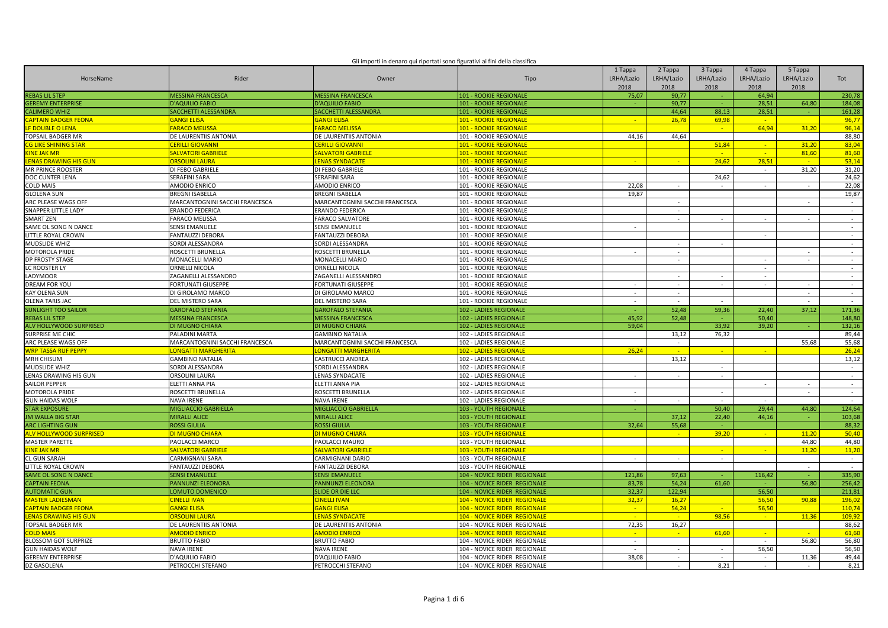Gli importi in denaro qui riportati sono figurativi ai fini della classifica

| HorseName | Rider | Owner | Tipo | 1 Tappa LRHA/Lazio 2018 | 2 Tappa LRHA/Lazio 2018 | 3 Tappa LRHA/Lazio 2018 | 4 Tappa LRHA/Lazio 2018 | 5 Tappa LRHA/Lazio 2018 | Tot |
|---|---|---|---|---|---|---|---|---|---|
| REBAS LIL STEP | MESSINA FRANCESCA | MESSINA FRANCESCA | 101 - ROOKIE REGIONALE | 75,07 | 90,77 | - | 64,94 | | 230,78 |
| GEREMY ENTERPRISE | D'AQUILIO FABIO | D'AQUILIO FABIO | 101 - ROOKIE REGIONALE | - | 90,77 | - | 28,51 | 64,80 | 184,08 |
| CALIMERO WHIZ | SACCHETTI ALESSANDRA | SACCHETTI ALESSANDRA | 101 - ROOKIE REGIONALE | | 44,64 | 88,13 | 28,51 | - | 161,28 |
| CAPTAIN BADGER FEONA | GANGI ELISA | GANGI ELISA | 101 - ROOKIE REGIONALE | - | 26,78 | 69,98 | - | | 96,77 |
| LF DOUBLE O LENA | FARACO MELISSA | FARACO MELISSA | 101 - ROOKIE REGIONALE | | | - | 64,94 | 31,20 | 96,14 |
| TOPSAIL BADGER MR | DE LAURENTIIS ANTONIA | DE LAURENTIIS ANTONIA | 101 - ROOKIE REGIONALE | 44,16 | 44,64 | | | | 88,80 |
| CG LIKE SHINING STAR | CERILLI GIOVANNI | CERILLI GIOVANNI | 101 - ROOKIE REGIONALE | | | 51,84 | - | 31,20 | 83,04 |
| KINE JAK MR | SALVATORI GABRIELE | SALVATORI GABRIELE | 101 - ROOKIE REGIONALE | | | - | - | 81,60 | 81,60 |
| LENAS DRAWING HIS GUN | ORSOLINI LAURA | LENAS SYNDACATE | 101 - ROOKIE REGIONALE | - | - | 24,62 | 28,51 | - | 53,14 |
| MR PRINCE ROOSTER | DI FEBO GABRIELE | DI FEBO GABRIELE | 101 - ROOKIE REGIONALE | | | | - | 31,20 | 31,20 |
| DOC CUNTER LENA | SERAFINI SARA | SERAFINI SARA | 101 - ROOKIE REGIONALE | | | 24,62 | | | 24,62 |
| COLD MAIS | AMODIO ENRICO | AMODIO ENRICO | 101 - ROOKIE REGIONALE | 22,08 | - | - | - | - | 22,08 |
| GLOLENA SUN | BREGNI ISABELLA | BREGNI ISABELLA | 101 - ROOKIE REGIONALE | 19,87 | | | | | 19,87 |
| ARC PLEASE WAGS OFF | MARCANTOGNINI SACCHI FRANCESCA | MARCANTOGNINI SACCHI FRANCESCA | 101 - ROOKIE REGIONALE | | - | | | - | - |
| SNAPPER LITTLE LADY | ERANDO FEDERICA | ERANDO FEDERICA | 101 - ROOKIE REGIONALE | | - | | | | - |
| SMART ZEN | FARACO MELISSA | FARACO SALVATORE | 101 - ROOKIE REGIONALE | | - | - | - | - | - |
| SAME OL SONG N DANCE | SENSI EMANUELE | SENSI EMANUELE | 101 - ROOKIE REGIONALE | - | | | | | - |
| LITTLE ROYAL CROWN | FANTAUZZI DEBORA | FANTAUZZI DEBORA | 101 - ROOKIE REGIONALE | | | | - | | - |
| MUDSLIDE WHIZ | SORDI ALESSANDRA | SORDI ALESSANDRA | 101 - ROOKIE REGIONALE | | - | - | | | - |
| MOTOROLA PRIDE | ROSCETTI BRUNELLA | ROSCETTI BRUNELLA | 101 - ROOKIE REGIONALE | - | - | | | - | - |
| DP FROSTY STAGE | MONACELLI MARIO | MONACELLI MARIO | 101 - ROOKIE REGIONALE | | - | | - | - | - |
| LC ROOSTER LY | ORNELLI NICOLA | ORNELLI NICOLA | 101 - ROOKIE REGIONALE | | | | - | | - |
| LADYMOOR | ZAGANELLI ALESSANDRO | ZAGANELLI ALESSANDRO | 101 - ROOKIE REGIONALE | | - | - | - | | - |
| DREAM FOR YOU | FORTUNATI GIUSEPPE | FORTUNATI GIUSEPPE | 101 - ROOKIE REGIONALE | - | - | - | - | - | - |
| KAY OLENA SUN | DI GIROLAMO MARCO | DI GIROLAMO MARCO | 101 - ROOKIE REGIONALE | - | - | | | - | - |
| OLENA TARIS JAC | DEL MISTERO SARA | DEL MISTERO SARA | 101 - ROOKIE REGIONALE | - | - | - | | - | - |
| SUNLIGHT TOO SAILOR | GAROFALO STEFANIA | GAROFALO STEFANIA | 102 - LADIES REGIONALE | - | 52,48 | 59,36 | 22,40 | 37,12 | 171,36 |
| REBAS LIL STEP | MESSINA FRANCESCA | MESSINA FRANCESCA | 102 - LADIES REGIONALE | 45,92 | 52,48 | - | 50,40 | | 148,80 |
| ALV HOLLYWOOD SURPRISED | DI MUGNO CHIARA | DI MUGNO CHIARA | 102 - LADIES REGIONALE | 59,04 | | 33,92 | 39,20 | - | 132,16 |
| SURPRISE ME CHIC | PALADINI MARTA | GAMBINO NATALIA | 102 - LADIES REGIONALE | | 13,12 | 76,32 | | | 89,44 |
| ARC PLEASE WAGS OFF | MARCANTOGNINI SACCHI FRANCESCA | MARCANTOGNINI SACCHI FRANCESCA | 102 - LADIES REGIONALE | | - | | | 55,68 | 55,68 |
| WRP TASSA RUF PEPPY | LONGATTI MARGHERITA | LONGATTI MARGHERITA | 102 - LADIES REGIONALE | 26,24 | - | - | - | | 26,24 |
| MRH CHISUM | GAMBINO NATALIA | CASTRUCCI ANDREA | 102 - LADIES REGIONALE | | 13,12 | | | | 13,12 |
| MUDSLIDE WHIZ | SORDI ALESSANDRA | SORDI ALESSANDRA | 102 - LADIES REGIONALE | | | - | | | - |
| LENAS DRAWING HIS GUN | ORSOLINI LAURA | LENAS SYNDACATE | 102 - LADIES REGIONALE | - | - | - | | | - |
| SAILOR PEPPER | ELETTI ANNA PIA | ELETTI ANNA PIA | 102 - LADIES REGIONALE | | | | - | - | - |
| MOTOROLA PRIDE | ROSCETTI BRUNELLA | ROSCETTI BRUNELLA | 102 - LADIES REGIONALE | - | | - | | - | - |
| GUN HAIDAS WOLF | NAVA IRENE | NAVA IRENE | 102 - LADIES REGIONALE | - | - | - | - | | - |
| STAR EXPOSURE | MIGLIACCIO GABRIELLA | MIGLIACCIO GABRIELLA | 103 - YOUTH REGIONALE | - | | 50,40 | 29,44 | 44,80 | 124,64 |
| JM WALLA BIG STAR | MIRALLI ALICE | MIRALLI ALICE | 103 - YOUTH REGIONALE | | 37,12 | 22,40 | 44,16 | - | 103,68 |
| ARC LIGHTING GUN | ROSSI GIULIA | ROSSI GIULIA | 103 - YOUTH REGIONALE | 32,64 | 55,68 | - | | | 88,32 |
| ALV HOLLYWOOD SURPRISED | DI MUGNO CHIARA | DI MUGNO CHIARA | 103 - YOUTH REGIONALE | | - | 39,20 | - | 11,20 | 50,40 |
| MASTER PARETTE | PAOLACCI MARCO | PAOLACCI MAURO | 103 - YOUTH REGIONALE | | | | | 44,80 | 44,80 |
| KINE JAK MR | SALVATORI GABRIELE | SALVATORI GABRIELE | 103 - YOUTH REGIONALE | | | - | - | 11,20 | 11,20 |
| CL GUN SARAH | CARMIGNANI SARA | CARMIGNANI DARIO | 103 - YOUTH REGIONALE | - | - | - | | | - |
| LITTLE ROYAL CROWN | FANTAUZZI DEBORA | FANTAUZZI DEBORA | 103 - YOUTH REGIONALE | | | | | - | - |
| SAME OL SONG N DANCE | SENSI EMANUELE | SENSI EMANUELE | 104 - NOVICE RIDER REGIONALE | 121,86 | 97,63 | - | 116,42 | - | 335,90 |
| CAPTAIN FEONA | PANNUNZI ELEONORA | PANNUNZI ELEONORA | 104 - NOVICE RIDER REGIONALE | 83,78 | 54,24 | 61,60 | - | 56,80 | 256,42 |
| AUTOMATIC GUN | LOMUTO DOMENICO | SLIDE OR DIE LLC | 104 - NOVICE RIDER REGIONALE | 32,37 | 122,94 | | 56,50 | | 211,81 |
| MASTER LADIESMAN | CINELLI IVAN | CINELLI IVAN | 104 - NOVICE RIDER REGIONALE | 32,37 | 16,27 | | 56,50 | 90,88 | 196,02 |
| CAPTAIN BADGER FEONA | GANGI ELISA | GANGI ELISA | 104 - NOVICE RIDER REGIONALE | - | 54,24 | - | 56,50 | | 110,74 |
| LENAS DRAWING HIS GUN | ORSOLINI LAURA | LENAS SYNDACATE | 104 - NOVICE RIDER REGIONALE | - | - | 98,56 | - | 11,36 | 109,92 |
| TOPSAIL BADGER MR | DE LAURENTIIS ANTONIA | DE LAURENTIIS ANTONIA | 104 - NOVICE RIDER REGIONALE | 72,35 | 16,27 | | | | 88,62 |
| COLD MAIS | AMODIO ENRICO | AMODIO ENRICO | 104 - NOVICE RIDER REGIONALE | - | - | 61,60 | - | - | 61,60 |
| BLOSSOM GOT SURPRIZE | BRUTTO FABIO | BRUTTO FABIO | 104 - NOVICE RIDER REGIONALE | - | | | - | 56,80 | 56,80 |
| GUN HAIDAS WOLF | NAVA IRENE | NAVA IRENE | 104 - NOVICE RIDER REGIONALE | - | - | - | 56,50 | | 56,50 |
| GEREMY ENTERPRISE | D'AQUILIO FABIO | D'AQUILIO FABIO | 104 - NOVICE RIDER REGIONALE | 38,08 | - | - | - | 11,36 | 49,44 |
| DZ GASOLENA | PETROCCHI STEFANO | PETROCCHI STEFANO | 104 - NOVICE RIDER REGIONALE | | - | 8,21 | - | - | 8,21 |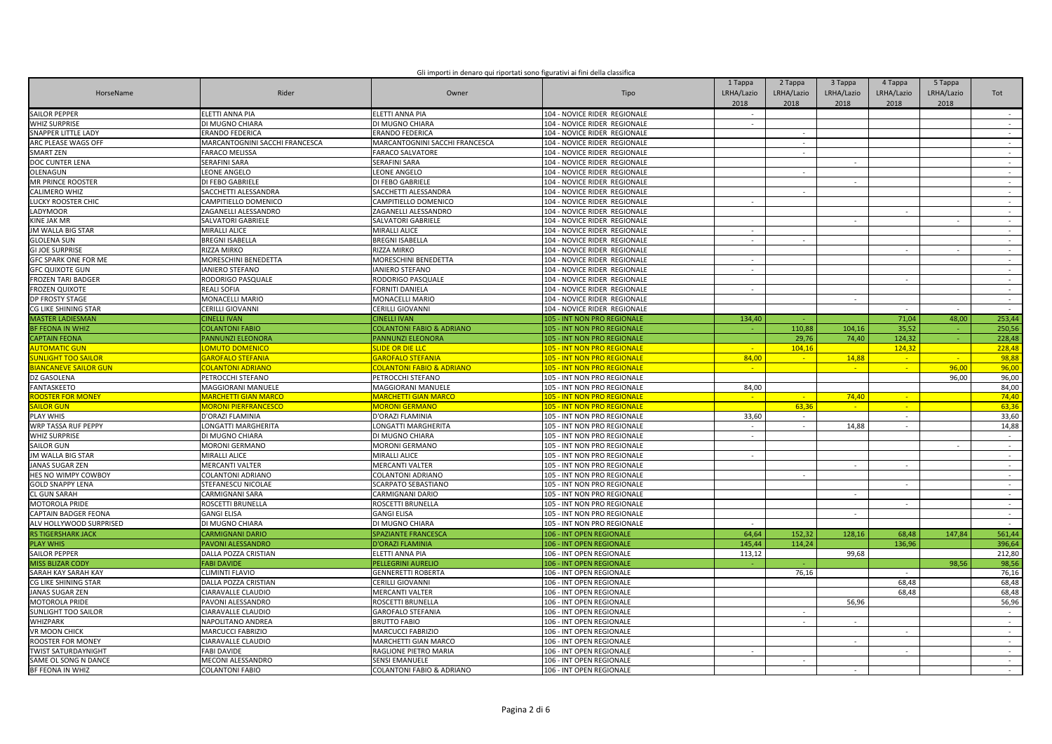Gli importi in denaro qui riportati sono figurativi ai fini della classifica

| HorseName | Rider | Owner | Tipo | 1 Tappa LRHA/Lazio 2018 | 2 Tappa LRHA/Lazio 2018 | 3 Tappa LRHA/Lazio 2018 | 4 Tappa LRHA/Lazio 2018 | 5 Tappa LRHA/Lazio 2018 | Tot |
|---|---|---|---|---|---|---|---|---|---|
| SAILOR PEPPER | ELETTI ANNA PIA | ELETTI ANNA PIA | 104 - NOVICE RIDER REGIONALE | - | | | | | - |
| WHIZ SURPRISE | DI MUGNO CHIARA | DI MUGNO CHIARA | 104 - NOVICE RIDER REGIONALE | - | | | | | - |
| SNAPPER LITTLE LADY | ERANDO FEDERICA | ERANDO FEDERICA | 104 - NOVICE RIDER REGIONALE | | - | | | | - |
| ARC PLEASE WAGS OFF | MARCANTOGNINI SACCHI FRANCESCA | MARCANTOGNINI SACCHI FRANCESCA | 104 - NOVICE RIDER REGIONALE | | - | | | | - |
| SMART ZEN | FARACO MELISSA | FARACO SALVATORE | 104 - NOVICE RIDER REGIONALE | | - | | | | - |
| DOC CUNTER LENA | SERAFINI SARA | SERAFINI SARA | 104 - NOVICE RIDER REGIONALE | | | - | | | - |
| OLENAGUN | LEONE ANGELO | LEONE ANGELO | 104 - NOVICE RIDER REGIONALE | | - | | | | - |
| MR PRINCE ROOSTER | DI FEBO GABRIELE | DI FEBO GABRIELE | 104 - NOVICE RIDER REGIONALE | | | - | | | - |
| CALIMERO WHIZ | SACCHETTI ALESSANDRA | SACCHETTI ALESSANDRA | 104 - NOVICE RIDER REGIONALE | | - | | | | - |
| LUCKY ROOSTER CHIC | CAMPITIELLO DOMENICO | CAMPITIELLO DOMENICO | 104 - NOVICE RIDER REGIONALE | - | | | | | - |
| LADYMOOR | ZAGANELLI ALESSANDRO | ZAGANELLI ALESSANDRO | 104 - NOVICE RIDER REGIONALE | | | | - | | - |
| KINE JAK MR | SALVATORI GABRIELE | SALVATORI GABRIELE | 104 - NOVICE RIDER REGIONALE | | | - | | - | - |
| JM WALLA BIG STAR | MIRALLI ALICE | MIRALLI ALICE | 104 - NOVICE RIDER REGIONALE | - | | | | | - |
| GLOLENA SUN | BREGNI ISABELLA | BREGNI ISABELLA | 104 - NOVICE RIDER REGIONALE | - | - | | | | - |
| GI JOE SURPRISE | RIZZA MIRKO | RIZZA MIRKO | 104 - NOVICE RIDER REGIONALE | | | | - | - | - |
| GFC SPARK ONE FOR ME | MORESCHINI BENEDETTA | MORESCHINI BENEDETTA | 104 - NOVICE RIDER REGIONALE | - | | | | | - |
| GFC QUIXOTE GUN | IANIERO STEFANO | IANIERO STEFANO | 104 - NOVICE RIDER REGIONALE | - | | | | | - |
| FROZEN TARI BADGER | RODORIGO PASQUALE | RODORIGO PASQUALE | 104 - NOVICE RIDER REGIONALE | | | | - | | - |
| FROZEN QUIXOTE | REALI SOFIA | FORNITI DANIELA | 104 - NOVICE RIDER REGIONALE | - | | | | | - |
| DP FROSTY STAGE | MONACELLI MARIO | MONACELLI MARIO | 104 - NOVICE RIDER REGIONALE | | | - | | | - |
| CG LIKE SHINING STAR | CERILLI GIOVANNI | CERILLI GIOVANNI | 104 - NOVICE RIDER REGIONALE | | | | - | - | - |
| MASTER LADIESMAN | CINELLI IVAN | CINELLI IVAN | 105 - INT NON PRO REGIONALE | 134,40 | - | | 71,04 | 48,00 | 253,44 |
| BF FEONA IN WHIZ | COLANTONI FABIO | COLANTONI FABIO & ADRIANO | 105 - INT NON PRO REGIONALE | - | 110,88 | 104,16 | 35,52 | - | 250,56 |
| CAPTAIN FEONA | PANNUNZI ELEONORA | PANNUNZI ELEONORA | 105 - INT NON PRO REGIONALE | | 29,76 | 74,40 | 124,32 | - | 228,48 |
| AUTOMATIC GUN | LOMUTO DOMENICO | SLIDE OR DIE LLC | 105 - INT NON PRO REGIONALE | - | 104,16 | | 124,32 | | 228,48 |
| SUNLIGHT TOO SAILOR | GAROFALO STEFANIA | GAROFALO STEFANIA | 105 - INT NON PRO REGIONALE | 84,00 | - | 14,88 | - | - | 98,88 |
| BIANCANEVE SAILOR GUN | COLANTONI ADRIANO | COLANTONI FABIO & ADRIANO | 105 - INT NON PRO REGIONALE | - | | - | - | 96,00 | 96,00 |
| DZ GASOLENA | PETROCCHI STEFANO | PETROCCHI STEFANO | 105 - INT NON PRO REGIONALE | | | | | 96,00 | 96,00 |
| FANTASKEETO | MAGGIORANI MANUELE | MAGGIORANI MANUELE | 105 - INT NON PRO REGIONALE | 84,00 | | | | | 84,00 |
| ROOSTER FOR MONEY | MARCHETTI GIAN MARCO | MARCHETTI GIAN MARCO | 105 - INT NON PRO REGIONALE | - | - | 74,40 | - | | 74,40 |
| SAILOR GUN | MORONI PIERFRANCESCO | MORONI GERMANO | 105 - INT NON PRO REGIONALE | | 63,36 | - | - | | 63,36 |
| PLAY WHIS | D'ORAZI FLAMINIA | D'ORAZI FLAMINIA | 105 - INT NON PRO REGIONALE | 33,60 | - | | - | | 33,60 |
| WRP TASSA RUF PEPPY | LONGATTI MARGHERITA | LONGATTI MARGHERITA | 105 - INT NON PRO REGIONALE | - | - | 14,88 | - | | 14,88 |
| WHIZ SURPRISE | DI MUGNO CHIARA | DI MUGNO CHIARA | 105 - INT NON PRO REGIONALE | - | | | | | - |
| SAILOR GUN | MORONI GERMANO | MORONI GERMANO | 105 - INT NON PRO REGIONALE | | | | | - | - |
| JM WALLA BIG STAR | MIRALLI ALICE | MIRALLI ALICE | 105 - INT NON PRO REGIONALE | - | | | | | - |
| JANAS SUGAR ZEN | MERCANTI VALTER | MERCANTI VALTER | 105 - INT NON PRO REGIONALE | | | - | - | | - |
| HES NO WIMPY COWBOY | COLANTONI ADRIANO | COLANTONI ADRIANO | 105 - INT NON PRO REGIONALE | | - | | | | - |
| GOLD SNAPPY LENA | STEFANESCU NICOLAE | SCARPATO SEBASTIANO | 105 - INT NON PRO REGIONALE | | | | - | | - |
| CL GUN SARAH | CARMIGNANI SARA | CARMIGNANI DARIO | 105 - INT NON PRO REGIONALE | | | - | | | - |
| MOTOROLA PRIDE | ROSCETTI BRUNELLA | ROSCETTI BRUNELLA | 105 - INT NON PRO REGIONALE | | | | - | | - |
| CAPTAIN BADGER FEONA | GANGI ELISA | GANGI ELISA | 105 - INT NON PRO REGIONALE | | | - | | | - |
| ALV HOLLYWOOD SURPRISED | DI MUGNO CHIARA | DI MUGNO CHIARA | 105 - INT NON PRO REGIONALE | - | | | | | - |
| RS TIGERSHARK JACK | CARMIGNANI DARIO | SPAZIANTE FRANCESCA | 106 - INT OPEN REGIONALE | 64,64 | 152,32 | 128,16 | 68,48 | 147,84 | 561,44 |
| PLAY WHIS | PAVONI ALESSANDRO | D'ORAZI FLAMINIA | 106 - INT OPEN REGIONALE | 145,44 | 114,24 | | 136,96 | | 396,64 |
| SAILOR PEPPER | DALLA POZZA CRISTIAN | ELETTI ANNA PIA | 106 - INT OPEN REGIONALE | 113,12 | | 99,68 | | | 212,80 |
| MISS BLIZAR CODY | FABI DAVIDE | PELLEGRINI AURELIO | 106 - INT OPEN REGIONALE | - | - | | | 98,56 | 98,56 |
| SARAH KAY SARAH KAY | CLIMINTI FLAVIO | GENNERETTI ROBERTA | 106 - INT OPEN REGIONALE | | 76,16 | | - | | 76,16 |
| CG LIKE SHINING STAR | DALLA POZZA CRISTIAN | CERILLI GIOVANNI | 106 - INT OPEN REGIONALE | | | | 68,48 | | 68,48 |
| JANAS SUGAR ZEN | CIARAVALLE CLAUDIO | MERCANTI VALTER | 106 - INT OPEN REGIONALE | | | | 68,48 | | 68,48 |
| MOTOROLA PRIDE | PAVONI ALESSANDRO | ROSCETTI BRUNELLA | 106 - INT OPEN REGIONALE | | | 56,96 | | | 56,96 |
| SUNLIGHT TOO SAILOR | CIARAVALLE CLAUDIO | GAROFALO STEFANIA | 106 - INT OPEN REGIONALE | | - | | | | - |
| WHIZPARK | NAPOLITANO ANDREA | BRUTTO FABIO | 106 - INT OPEN REGIONALE | | - | - | | | - |
| VR MOON CHICK | MARCUCCI FABRIZIO | MARCUCCI FABRIZIO | 106 - INT OPEN REGIONALE | | | | - | | - |
| ROOSTER FOR MONEY | CIARAVALLE CLAUDIO | MARCHETTI GIAN MARCO | 106 - INT OPEN REGIONALE | | | - | | | - |
| TWIST SATURDAYNIGHT | FABI DAVIDE | RAGLIONE PIETRO MARIA | 106 - INT OPEN REGIONALE | - | | | - | | - |
| SAME OL SONG N DANCE | MECONI ALESSANDRO | SENSI EMANUELE | 106 - INT OPEN REGIONALE | | - | | | | - |
| BF FEONA IN WHIZ | COLANTONI FABIO | COLANTONI FABIO & ADRIANO | 106 - INT OPEN REGIONALE | | | - | | | - |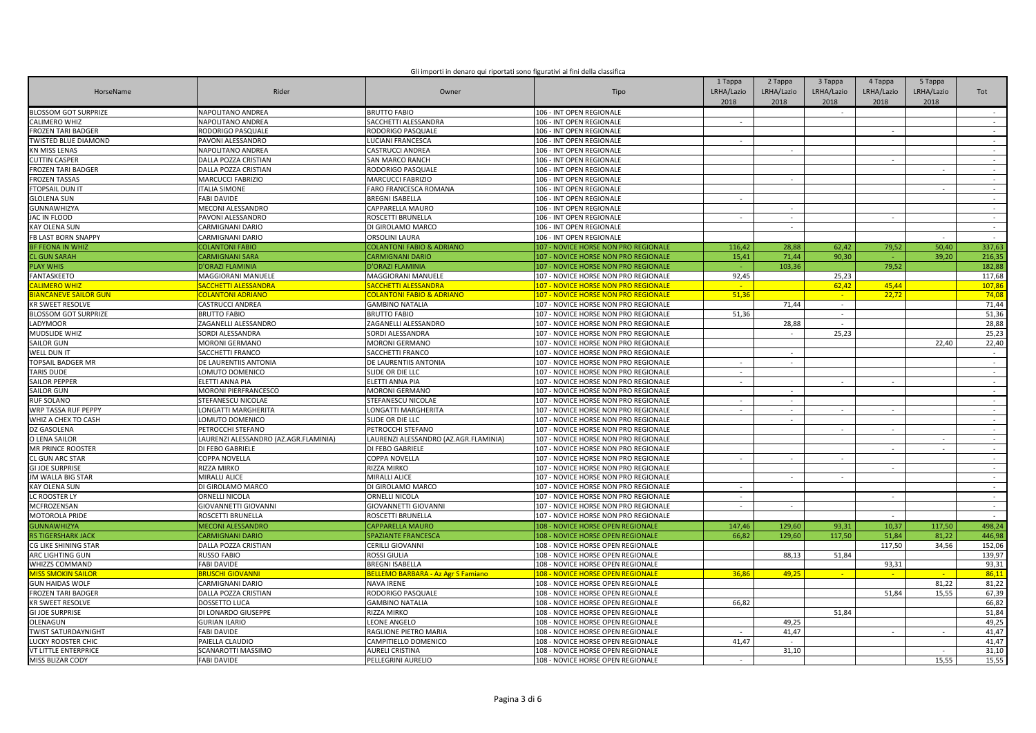Gli importi in denaro qui riportati sono figurativi ai fini della classifica

| HorseName | Rider | Owner | Tipo | 1 Tappa LRHA/Lazio 2018 | 2 Tappa LRHA/Lazio 2018 | 3 Tappa LRHA/Lazio 2018 | 4 Tappa LRHA/Lazio 2018 | 5 Tappa LRHA/Lazio 2018 | Tot |
|---|---|---|---|---|---|---|---|---|---|
| BLOSSOM GOT SURPRIZE | NAPOLITANO ANDREA | BRUTTO FABIO | 106 - INT OPEN REGIONALE | | | - | | | - |
| CALIMERO WHIZ | NAPOLITANO ANDREA | SACCHETTI ALESSANDRA | 106 - INT OPEN REGIONALE | - | | | | | - |
| FROZEN TARI BADGER | RODORIGO PASQUALE | RODORIGO PASQUALE | 106 - INT OPEN REGIONALE | | | | - | | - |
| TWISTED BLUE DIAMOND | PAVONI ALESSANDRO | LUCIANI FRANCESCA | 106 - INT OPEN REGIONALE | - | | | | | - |
| KN MISS LENAS | NAPOLITANO ANDREA | CASTRUCCI ANDREA | 106 - INT OPEN REGIONALE | | - | | | | - |
| CUTTIN CASPER | DALLA POZZA CRISTIAN | SAN MARCO RANCH | 106 - INT OPEN REGIONALE | | | | - | | - |
| FROZEN TARI BADGER | DALLA POZZA CRISTIAN | RODORIGO PASQUALE | 106 - INT OPEN REGIONALE | | | | | - | - |
| FROZEN TASSAS | MARCUCCI FABRIZIO | MARCUCCI FABRIZIO | 106 - INT OPEN REGIONALE | | - | | | | - |
| FTOPSAIL DUN IT | ITALIA SIMONE | FARO FRANCESCA ROMANA | 106 - INT OPEN REGIONALE | | | | | - | - |
| GLOLENA SUN | FABI DAVIDE | BREGNI ISABELLA | 106 - INT OPEN REGIONALE | - | | | | | - |
| GUNNAWHIZYA | MECONI ALESSANDRO | CAPPARELLA MAURO | 106 - INT OPEN REGIONALE | | - | | | | - |
| JAC IN FLOOD | PAVONI ALESSANDRO | ROSCETTI BRUNELLA | 106 - INT OPEN REGIONALE | - | - | | - | | - |
| KAY OLENA SUN | CARMIGNANI DARIO | DI GIROLAMO MARCO | 106 - INT OPEN REGIONALE | | - | | | | - |
| FB LAST BORN SNAPPY | CARMIGNANI DARIO | ORSOLINI LAURA | 106 - INT OPEN REGIONALE | | | | | - | - |
| BF FEONA IN WHIZ | COLANTONI FABIO | COLANTONI FABIO & ADRIANO | 107 - NOVICE HORSE NON PRO REGIONALE | 116,42 | 28,88 | 62,42 | 79,52 | 50,40 | 337,63 |
| CL GUN SARAH | CARMIGNANI SARA | CARMIGNANI DARIO | 107 - NOVICE HORSE NON PRO REGIONALE | 15,41 | 71,44 | 90,30 | - | 39,20 | 216,35 |
| PLAY WHIS | D'ORAZI FLAMINIA | D'ORAZI FLAMINIA | 107 - NOVICE HORSE NON PRO REGIONALE | - | 103,36 | | 79,52 | | 182,88 |
| FANTASKEETO | MAGGIORANI MANUELE | MAGGIORANI MANUELE | 107 - NOVICE HORSE NON PRO REGIONALE | 92,45 | | 25,23 | | | 117,68 |
| CALIMERO WHIZ | SACCHETTI ALESSANDRA | SACCHETTI ALESSANDRA | 107 - NOVICE HORSE NON PRO REGIONALE | - | | 62,42 | 45,44 | | 107,86 |
| BIANCANEVE SAILOR GUN | COLANTONI ADRIANO | COLANTONI FABIO & ADRIANO | 107 - NOVICE HORSE NON PRO REGIONALE | 51,36 | | - | 22,72 | | 74,08 |
| KR SWEET RESOLVE | CASTRUCCI ANDREA | GAMBINO NATALIA | 107 - NOVICE HORSE NON PRO REGIONALE | | 71,44 | - | | | 71,44 |
| BLOSSOM GOT SURPRIZE | BRUTTO FABIO | BRUTTO FABIO | 107 - NOVICE HORSE NON PRO REGIONALE | 51,36 | | - | | | 51,36 |
| LADYMOOR | ZAGANELLI ALESSANDRO | ZAGANELLI ALESSANDRO | 107 - NOVICE HORSE NON PRO REGIONALE | | 28,88 | - | | | 28,88 |
| MUDSLIDE WHIZ | SORDI ALESSANDRA | SORDI ALESSANDRA | 107 - NOVICE HORSE NON PRO REGIONALE | | - | 25,23 | | | 25,23 |
| SAILOR GUN | MORONI GERMANO | MORONI GERMANO | 107 - NOVICE HORSE NON PRO REGIONALE | | | | | 22,40 | 22,40 |
| WELL DUN IT | SACCHETTI FRANCO | SACCHETTI FRANCO | 107 - NOVICE HORSE NON PRO REGIONALE | | - | | | | - |
| TOPSAIL BADGER MR | DE LAURENTIIS ANTONIA | DE LAURENTIIS ANTONIA | 107 - NOVICE HORSE NON PRO REGIONALE | - | - | | | | - |
| TARIS DUDE | LOMUTO DOMENICO | SLIDE OR DIE LLC | 107 - NOVICE HORSE NON PRO REGIONALE | - | | | | | - |
| SAILOR PEPPER | ELETTI ANNA PIA | ELETTI ANNA PIA | 107 - NOVICE HORSE NON PRO REGIONALE | - | | - | - | | - |
| SAILOR GUN | MORONI PIERFRANCESCO | MORONI GERMANO | 107 - NOVICE HORSE NON PRO REGIONALE | | - | | | | - |
| RUF SOLANO | STEFANESCU NICOLAE | STEFANESCU NICOLAE | 107 - NOVICE HORSE NON PRO REGIONALE | - | - | | | | - |
| WRP TASSA RUF PEPPY | LONGATTI MARGHERITA | LONGATTI MARGHERITA | 107 - NOVICE HORSE NON PRO REGIONALE | - | - | - | - | | - |
| WHIZ A CHEX TO CASH | LOMUTO DOMENICO | SLIDE OR DIE LLC | 107 - NOVICE HORSE NON PRO REGIONALE | | - | | | | - |
| DZ GASOLENA | PETROCCHI STEFANO | PETROCCHI STEFANO | 107 - NOVICE HORSE NON PRO REGIONALE | | | - | - | | - |
| O LENA SAILOR | LAURENZI ALESSANDRO (AZ.AGR.FLAMINIA) | LAURENZI ALESSANDRO (AZ.AGR.FLAMINIA) | 107 - NOVICE HORSE NON PRO REGIONALE | | | | | - | - |
| MR PRINCE ROOSTER | DI FEBO GABRIELE | DI FEBO GABRIELE | 107 - NOVICE HORSE NON PRO REGIONALE | | | | - | - | - |
| CL GUN ARC STAR | COPPA NOVELLA | COPPA NOVELLA | 107 - NOVICE HORSE NON PRO REGIONALE | - | - | - | | | - |
| GI JOE SURPRISE | RIZZA MIRKO | RIZZA MIRKO | 107 - NOVICE HORSE NON PRO REGIONALE | | | | - | | - |
| JM WALLA BIG STAR | MIRALLI ALICE | MIRALLI ALICE | 107 - NOVICE HORSE NON PRO REGIONALE | | - | - | | | - |
| KAY OLENA SUN | DI GIROLAMO MARCO | DI GIROLAMO MARCO | 107 - NOVICE HORSE NON PRO REGIONALE | - | | | | | - |
| LC ROOSTER LY | ORNELLI NICOLA | ORNELLI NICOLA | 107 - NOVICE HORSE NON PRO REGIONALE | - | | | - | | - |
| MCFROZENSAN | GIOVANNETTI GIOVANNI | GIOVANNETTI GIOVANNI | 107 - NOVICE HORSE NON PRO REGIONALE | - | - | | | | - |
| MOTOROLA PRIDE | ROSCETTI BRUNELLA | ROSCETTI BRUNELLA | 107 - NOVICE HORSE NON PRO REGIONALE | | | | - | | - |
| GUNNAWHIZYA | MECONI ALESSANDRO | CAPPARELLA MAURO | 108 - NOVICE HORSE OPEN REGIONALE | 147,46 | 129,60 | 93,31 | 10,37 | 117,50 | 498,24 |
| RS TIGERSHARK JACK | CARMIGNANI DARIO | SPAZIANTE FRANCESCA | 108 - NOVICE HORSE OPEN REGIONALE | 66,82 | 129,60 | 117,50 | 51,84 | 81,22 | 446,98 |
| CG LIKE SHINING STAR | DALLA POZZA CRISTIAN | CERILLI GIOVANNI | 108 - NOVICE HORSE OPEN REGIONALE | | | | 117,50 | 34,56 | 152,06 |
| ARC LIGHTING GUN | RUSSO FABIO | ROSSI GIULIA | 108 - NOVICE HORSE OPEN REGIONALE | | 88,13 | 51,84 | | | 139,97 |
| WHIZZS COMMAND | FABI DAVIDE | BREGNI ISABELLA | 108 - NOVICE HORSE OPEN REGIONALE | | | | 93,31 | | 93,31 |
| MISS SMOKIN SAILOR | BRUSCHI GIOVANNI | BELLEMO BARBARA - Az Agr S Famiano | 108 - NOVICE HORSE OPEN REGIONALE | 36,86 | 49,25 | - | - | - | 86,11 |
| GUN HAIDAS WOLF | CARMIGNANI DARIO | NAVA IRENE | 108 - NOVICE HORSE OPEN REGIONALE | | | | | 81,22 | 81,22 |
| FROZEN TARI BADGER | DALLA POZZA CRISTIAN | RODORIGO PASQUALE | 108 - NOVICE HORSE OPEN REGIONALE | | | | 51,84 | 15,55 | 67,39 |
| KR SWEET RESOLVE | DOSSETTO LUCA | GAMBINO NATALIA | 108 - NOVICE HORSE OPEN REGIONALE | 66,82 | | | | | 66,82 |
| GI JOE SURPRISE | DI LONARDO GIUSEPPE | RIZZA MIRKO | 108 - NOVICE HORSE OPEN REGIONALE | | | 51,84 | | | 51,84 |
| OLENAGUN | GURIAN ILARIO | LEONE ANGELO | 108 - NOVICE HORSE OPEN REGIONALE | | 49,25 | | | | 49,25 |
| TWIST SATURDAYNIGHT | FABI DAVIDE | RAGLIONE PIETRO MARIA | 108 - NOVICE HORSE OPEN REGIONALE | - | 41,47 | | - | - | 41,47 |
| LUCKY ROOSTER CHIC | PAIELLA CLAUDIO | CAMPITIELLO DOMENICO | 108 - NOVICE HORSE OPEN REGIONALE | 41,47 | - | | | | 41,47 |
| VT LITTLE ENTERPRICE | SCANAROTTI MASSIMO | AURELI CRISTINA | 108 - NOVICE HORSE OPEN REGIONALE | | 31,10 | | | - | 31,10 |
| MISS BLIZAR CODY | FABI DAVIDE | PELLEGRINI AURELIO | 108 - NOVICE HORSE OPEN REGIONALE | - | | | | 15,55 | 15,55 |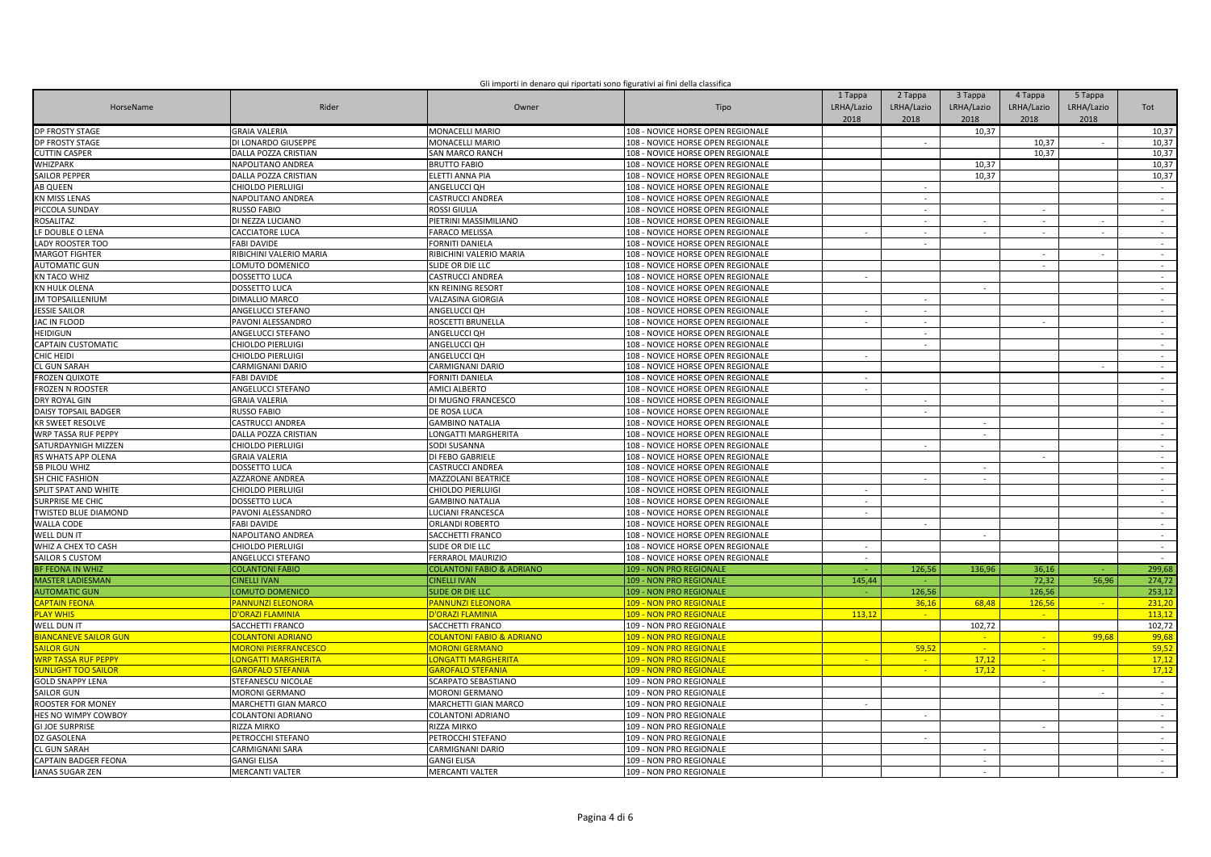Gli importi in denaro qui riportati sono figurativi ai fini della classifica

| HorseName | Rider | Owner | Tipo | 1 Tappa LRHA/Lazio 2018 | 2 Tappa LRHA/Lazio 2018 | 3 Tappa LRHA/Lazio 2018 | 4 Tappa LRHA/Lazio 2018 | 5 Tappa LRHA/Lazio 2018 | Tot |
|---|---|---|---|---|---|---|---|---|---|
| DP FROSTY STAGE | GRAIA VALERIA | MONACELLI MARIO | 108 - NOVICE HORSE OPEN REGIONALE | | | 10,37 | | | 10,37 |
| DP FROSTY STAGE | DI LONARDO GIUSEPPE | MONACELLI MARIO | 108 - NOVICE HORSE OPEN REGIONALE | | - | | 10,37 | - | 10,37 |
| CUTTIN CASPER | DALLA POZZA CRISTIAN | SAN MARCO RANCH | 108 - NOVICE HORSE OPEN REGIONALE | | | | 10,37 | | 10,37 |
| WHIZPARK | NAPOLITANO ANDREA | BRUTTO FABIO | 108 - NOVICE HORSE OPEN REGIONALE | | | 10,37 | | | 10,37 |
| SAILOR PEPPER | DALLA POZZA CRISTIAN | ELETTI ANNA PIA | 108 - NOVICE HORSE OPEN REGIONALE | | | 10,37 | | | 10,37 |
| AB QUEEN | CHIOLDO PIERLUIGI | ANGELUCCI QH | 108 - NOVICE HORSE OPEN REGIONALE | | - | | | | - |
| KN MISS LENAS | NAPOLITANO ANDREA | CASTRUCCI ANDREA | 108 - NOVICE HORSE OPEN REGIONALE | | - | | | | - |
| PICCOLA SUNDAY | RUSSO FABIO | ROSSI GIULIA | 108 - NOVICE HORSE OPEN REGIONALE | | - | | - | | - |
| ROSALITAZ | DI NEZZA LUCIANO | PIETRINI MASSIMILIANO | 108 - NOVICE HORSE OPEN REGIONALE | | - | - | - | - | - |
| LF DOUBLE O LENA | CACCIATORE LUCA | FARACO MELISSA | 108 - NOVICE HORSE OPEN REGIONALE | - | - | - | - | - | - |
| LADY ROOSTER TOO | FABI DAVIDE | FORNITI DANIELA | 108 - NOVICE HORSE OPEN REGIONALE | | - | | | | - |
| MARGOT FIGHTER | RIBICHINI VALERIO MARIA | RIBICHINI VALERIO MARIA | 108 - NOVICE HORSE OPEN REGIONALE | | | | - | - | - |
| AUTOMATIC GUN | LOMUTO DOMENICO | SLIDE OR DIE LLC | 108 - NOVICE HORSE OPEN REGIONALE | | | | - | | - |
| KN TACO WHIZ | DOSSETTO LUCA | CASTRUCCI ANDREA | 108 - NOVICE HORSE OPEN REGIONALE | - | | | | | - |
| KN HULK OLENA | DOSSETTO LUCA | KN REINING RESORT | 108 - NOVICE HORSE OPEN REGIONALE | | | - | | | - |
| JM TOPSAILLENIUM | DIMALLIO MARCO | VALZASINA GIORGIA | 108 - NOVICE HORSE OPEN REGIONALE | | - | | | | - |
| JESSIE SAILOR | ANGELUCCI STEFANO | ANGELUCCI QH | 108 - NOVICE HORSE OPEN REGIONALE | - | - | | | | - |
| JAC IN FLOOD | PAVONI ALESSANDRO | ROSCETTI BRUNELLA | 108 - NOVICE HORSE OPEN REGIONALE | - | - | | - | | - |
| HEIDIGUN | ANGELUCCI STEFANO | ANGELUCCI QH | 108 - NOVICE HORSE OPEN REGIONALE | | - | | | | - |
| CAPTAIN CUSTOMATIC | CHIOLDO PIERLUIGI | ANGELUCCI QH | 108 - NOVICE HORSE OPEN REGIONALE | | - | | | | - |
| CHIC HEIDI | CHIOLDO PIERLUIGI | ANGELUCCI QH | 108 - NOVICE HORSE OPEN REGIONALE | - | | | | | - |
| CL GUN SARAH | CARMIGNANI DARIO | CARMIGNANI DARIO | 108 - NOVICE HORSE OPEN REGIONALE | | | | | - | - |
| FROZEN QUIXOTE | FABI DAVIDE | FORNITI DANIELA | 108 - NOVICE HORSE OPEN REGIONALE | - | | | | | - |
| FROZEN N ROOSTER | ANGELUCCI STEFANO | AMICI ALBERTO | 108 - NOVICE HORSE OPEN REGIONALE | - | | | | | - |
| DRY ROYAL GIN | GRAIA VALERIA | DI MUGNO FRANCESCO | 108 - NOVICE HORSE OPEN REGIONALE | | - | | | | - |
| DAISY TOPSAIL BADGER | RUSSO FABIO | DE ROSA LUCA | 108 - NOVICE HORSE OPEN REGIONALE | | - | | | | - |
| KR SWEET RESOLVE | CASTRUCCI ANDREA | GAMBINO NATALIA | 108 - NOVICE HORSE OPEN REGIONALE | | | - | | | - |
| WRP TASSA RUF PEPPY | DALLA POZZA CRISTIAN | LONGATTI MARGHERITA | 108 - NOVICE HORSE OPEN REGIONALE | | | - | | | - |
| SATURDAYNIGH MIZZEN | CHIOLDO PIERLUIGI | SODI SUSANNA | 108 - NOVICE HORSE OPEN REGIONALE | | - | | | | - |
| RS WHATS APP OLENA | GRAIA VALERIA | DI FEBO GABRIELE | 108 - NOVICE HORSE OPEN REGIONALE | | | | - | | - |
| SB PILOU WHIZ | DOSSETTO LUCA | CASTRUCCI ANDREA | 108 - NOVICE HORSE OPEN REGIONALE | | | - | | | - |
| SH CHIC FASHION | AZZARONE ANDREA | MAZZOLANI BEATRICE | 108 - NOVICE HORSE OPEN REGIONALE | | - | - | | | - |
| SPLIT SPAT AND WHITE | CHIOLDO PIERLUIGI | CHIOLDO PIERLUIGI | 108 - NOVICE HORSE OPEN REGIONALE | - | | | | | - |
| SURPRISE ME CHIC | DOSSETTO LUCA | GAMBINO NATALIA | 108 - NOVICE HORSE OPEN REGIONALE | - | | | | | - |
| TWISTED BLUE DIAMOND | PAVONI ALESSANDRO | LUCIANI FRANCESCA | 108 - NOVICE HORSE OPEN REGIONALE | - | | | | | - |
| WALLA CODE | FABI DAVIDE | ORLANDI ROBERTO | 108 - NOVICE HORSE OPEN REGIONALE | | - | | | | - |
| WELL DUN IT | NAPOLITANO ANDREA | SACCHETTI FRANCO | 108 - NOVICE HORSE OPEN REGIONALE | | | - | | | - |
| WHIZ A CHEX TO CASH | CHIOLDO PIERLUIGI | SLIDE OR DIE LLC | 108 - NOVICE HORSE OPEN REGIONALE | - | | | | | - |
| SAILOR S CUSTOM | ANGELUCCI STEFANO | FERRAROL MAURIZIO | 108 - NOVICE HORSE OPEN REGIONALE | - | | | | | - |
| BF FEONA IN WHIZ | COLANTONI FABIO | COLANTONI FABIO & ADRIANO | 109 - NON PRO REGIONALE | - | 126,56 | 136,96 | 36,16 | - | 299,68 |
| MASTER LADIESMAN | CINELLI IVAN | CINELLI IVAN | 109 - NON PRO REGIONALE | 145,44 | - | | 72,32 | 56,96 | 274,72 |
| AUTOMATIC GUN | LOMUTO DOMENICO | SLIDE OR DIE LLC | 109 - NON PRO REGIONALE | - | 126,56 | | 126,56 | | 253,12 |
| CAPTAIN FEONA | PANNUNZI ELEONORA | PANNUNZI ELEONORA | 109 - NON PRO REGIONALE | | 36,16 | 68,48 | 126,56 | - | 231,20 |
| PLAY WHIS | D'ORAZI FLAMINIA | D'ORAZI FLAMINIA | 109 - NON PRO REGIONALE | 113,12 | - | | - | | 113,12 |
| WELL DUN IT | SACCHETTI FRANCO | SACCHETTI FRANCO | 109 - NON PRO REGIONALE | | | 102,72 | | | 102,72 |
| BIANCANEVE SAILOR GUN | COLANTONI ADRIANO | COLANTONI FABIO & ADRIANO | 109 - NON PRO REGIONALE | | | - | - | 99,68 | 99,68 |
| SAILOR GUN | MORONI PIERFRANCESCO | MORONI GERMANO | 109 - NON PRO REGIONALE | | 59,52 | - | - | | 59,52 |
| WRP TASSA RUF PEPPY | LONGATTI MARGHERITA | LONGATTI MARGHERITA | 109 - NON PRO REGIONALE | - | - | 17,12 | - | | 17,12 |
| SUNLIGHT TOO SAILOR | GAROFALO STEFANIA | GAROFALO STEFANIA | 109 - NON PRO REGIONALE | | - | 17,12 | - | - | 17,12 |
| GOLD SNAPPY LENA | STEFANESCU NICOLAE | SCARPATO SEBASTIANO | 109 - NON PRO REGIONALE | | | | - | | - |
| SAILOR GUN | MORONI GERMANO | MORONI GERMANO | 109 - NON PRO REGIONALE | | | | | - | - |
| ROOSTER FOR MONEY | MARCHETTI GIAN MARCO | MARCHETTI GIAN MARCO | 109 - NON PRO REGIONALE | - | | | | | - |
| HES NO WIMPY COWBOY | COLANTONI ADRIANO | COLANTONI ADRIANO | 109 - NON PRO REGIONALE | | - | | | | - |
| GI JOE SURPRISE | RIZZA MIRKO | RIZZA MIRKO | 109 - NON PRO REGIONALE | | | | - | | - |
| DZ GASOLENA | PETROCCHI STEFANO | PETROCCHI STEFANO | 109 - NON PRO REGIONALE | | - | | | | - |
| CL GUN SARAH | CARMIGNANI SARA | CARMIGNANI DARIO | 109 - NON PRO REGIONALE | | | - | | | - |
| CAPTAIN BADGER FEONA | GANGI ELISA | GANGI ELISA | 109 - NON PRO REGIONALE | | | - | | | - |
| JANAS SUGAR ZEN | MERCANTI VALTER | MERCANTI VALTER | 109 - NON PRO REGIONALE | | | - | | | - |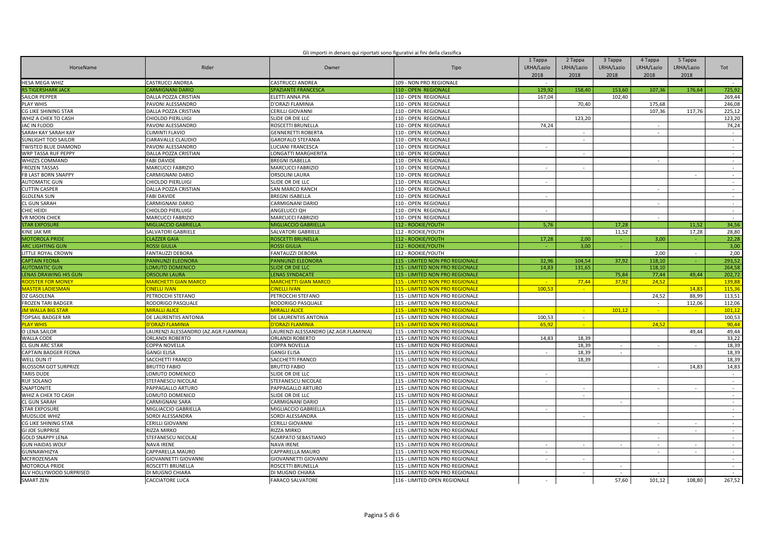Gli importi in denaro qui riportati sono figurativi ai fini della classifica

| HorseName | Rider | Owner | Tipo | 1 Tappa LRHA/Lazio 2018 | 2 Tappa LRHA/Lazio 2018 | 3 Tappa LRHA/Lazio 2018 | 4 Tappa LRHA/Lazio 2018 | 5 Tappa LRHA/Lazio 2018 | Tot |
|---|---|---|---|---|---|---|---|---|---|
| HESA MEGA WHIZ | CASTRUCCI ANDREA | CASTRUCCI ANDREA | 109 - NON PRO REGIONALE | - | | | | | - |
| RS TIGERSHARK JACK | CARMIGNANI DARIO | SPAZIANTE FRANCESCA | 110 - OPEN REGIONALE | 129,92 | 158,40 | 153,60 | 107,36 | 176,64 | 725,92 |
| SAILOR PEPPER | DALLA POZZA CRISTIAN | ELETTI ANNA PIA | 110 - OPEN REGIONALE | 167,04 | | 102,40 | | | 269,44 |
| PLAY WHIS | PAVONI ALESSANDRO | D'ORAZI FLAMINIA | 110 - OPEN REGIONALE | | 70,40 | | 175,68 | | 246,08 |
| CG LIKE SHINING STAR | DALLA POZZA CRISTIAN | CERILLI GIOVANNI | 110 - OPEN REGIONALE | | | | 107,36 | 117,76 | 225,12 |
| WHIZ A CHEX TO CASH | CHIOLDO PIERLUIGI | SLIDE OR DIE LLC | 110 - OPEN REGIONALE | | 123,20 | | | | 123,20 |
| JAC IN FLOOD | PAVONI ALESSANDRO | ROSCETTI BRUNELLA | 110 - OPEN REGIONALE | 74,24 | | | - | | 74,24 |
| SARAH KAY SARAH KAY | CLIMINTI FLAVIO | GENNERETTI ROBERTA | 110 - OPEN REGIONALE | | - | | - | | - |
| SUNLIGHT TOO SAILOR | CIARAVALLE CLAUDIO | GAROFALO STEFANIA | 110 - OPEN REGIONALE | | - | | | | - |
| TWISTED BLUE DIAMOND | PAVONI ALESSANDRO | LUCIANI FRANCESCA | 110 - OPEN REGIONALE | - | | | | | - |
| WRP TASSA RUF PEPPY | DALLA POZZA CRISTIAN | LONGATTI MARGHERITA | 110 - OPEN REGIONALE | | - | | | | - |
| WHIZZS COMMAND | FABI DAVIDE | BREGNI ISABELLA | 110 - OPEN REGIONALE | | | | - | | - |
| FROZEN TASSAS | MARCUCCI FABRIZIO | MARCUCCI FABRIZIO | 110 - OPEN REGIONALE | - | - | | | | - |
| FB LAST BORN SNAPPY | CARMIGNANI DARIO | ORSOLINI LAURA | 110 - OPEN REGIONALE | | | | | - | - |
| AUTOMATIC GUN | CHIOLDO PIERLUIGI | SLIDE OR DIE LLC | 110 - OPEN REGIONALE | - | | | | | - |
| CUTTIN CASPER | DALLA POZZA CRISTIAN | SAN MARCO RANCH | 110 - OPEN REGIONALE | | | | - | | - |
| GLOLENA SUN | FABI DAVIDE | BREGNI ISABELLA | 110 - OPEN REGIONALE | - | | | | | - |
| CL GUN SARAH | CARMIGNANI DARIO | CARMIGNANI DARIO | 110 - OPEN REGIONALE | | | | - | | - |
| CHIC HEIDI | CHIOLDO PIERLUIGI | ANGELUCCI QH | 110 - OPEN REGIONALE | - | | | | | - |
| VR MOON CHICK | MARCUCCI FABRIZIO | MARCUCCI FABRIZIO | 110 - OPEN REGIONALE | | | | - | | - |
| STAR EXPOSURE | MIGLIACCIO GABRIELLA | MIGLIACCIO GABRIELLA | 112 - ROOKIE/YOUTH | 5,76 | | 17,28 | | 11,52 | 34,56 |
| KINE JAK MR | SALVATORI GABRIELE | SALVATORI GABRIELE | 112 - ROOKIE/YOUTH | | | 11,52 | | 17,28 | 28,80 |
| MOTOROLA PRIDE | CLAZZER GAIA | ROSCETTI BRUNELLA | 112 - ROOKIE/YOUTH | 17,28 | 2,00 | - | 3,00 | - | 22,28 |
| ARC LIGHTING GUN | ROSSI GIULIA | ROSSI GIULIA | 112 - ROOKIE/YOUTH | - | 3,00 | - | | | 3,00 |
| LITTLE ROYAL CROWN | FANTAUZZI DEBORA | FANTAUZZI DEBORA | 112 - ROOKIE/YOUTH | | | | 2,00 | - | 2,00 |
| CAPTAIN FEONA | PANNUNZI ELEONORA | PANNUNZI ELEONORA | 115 - LIMITED NON PRO REGIONALE | 32,96 | 104,54 | 37,92 | 118,10 | - | 293,52 |
| AUTOMATIC GUN | LOMUTO DOMENICO | SLIDE OR DIE LLC | 115 - LIMITED NON PRO REGIONALE | 14,83 | 131,65 | | 118,10 | | 264,58 |
| LENAS DRAWING HIS GUN | ORSOLINI LAURA | LENAS SYNDACATE | 115 - LIMITED NON PRO REGIONALE | | | 75,84 | 77,44 | 49,44 | 202,72 |
| ROOSTER FOR MONEY | MARCHETTI GIAN MARCO | MARCHETTI GIAN MARCO | 115 - LIMITED NON PRO REGIONALE | - | 77,44 | 37,92 | 24,52 | | 139,88 |
| MASTER LADIESMAN | CINELLI IVAN | CINELLI IVAN | 115 - LIMITED NON PRO REGIONALE | 100,53 | - | | | 14,83 | 115,36 |
| DZ GASOLENA | PETROCCHI STEFANO | PETROCCHI STEFANO | 115 - LIMITED NON PRO REGIONALE | | | | 24,52 | 88,99 | 113,51 |
| FROZEN TARI BADGER | RODORIGO PASQUALE | RODORIGO PASQUALE | 115 - LIMITED NON PRO REGIONALE | | | | - | 112,06 | 112,06 |
| JM WALLA BIG STAR | MIRALLI ALICE | MIRALLI ALICE | 115 - LIMITED NON PRO REGIONALE | | - | 101,12 | - | - | 101,12 |
| TOPSAIL BADGER MR | DE LAURENTIIS ANTONIA | DE LAURENTIIS ANTONIA | 115 - LIMITED NON PRO REGIONALE | 100,53 | - | | | | 100,53 |
| PLAY WHIS | D'ORAZI FLAMINIA | D'ORAZI FLAMINIA | 115 - LIMITED NON PRO REGIONALE | 65,92 | - | | 24,52 | | 90,44 |
| O LENA SAILOR | LAURENZI ALESSANDRO (AZ.AGR.FLAMINIA) | LAURENZI ALESSANDRO (AZ.AGR.FLAMINIA) | 115 - LIMITED NON PRO REGIONALE | | | | | 49,44 | 49,44 |
| WALLA CODE | ORLANDI ROBERTO | ORLANDI ROBERTO | 115 - LIMITED NON PRO REGIONALE | 14,83 | 18,39 | | | | 33,22 |
| CL GUN ARC STAR | COPPA NOVELLA | COPPA NOVELLA | 115 - LIMITED NON PRO REGIONALE | | 18,39 | - | - | - | 18,39 |
| CAPTAIN BADGER FEONA | GANGI ELISA | GANGI ELISA | 115 - LIMITED NON PRO REGIONALE | - | 18,39 | - | | | 18,39 |
| WELL DUN IT | SACCHETTI FRANCO | SACCHETTI FRANCO | 115 - LIMITED NON PRO REGIONALE | | 18,39 | | | | 18,39 |
| BLOSSOM GOT SURPRIZE | BRUTTO FABIO | BRUTTO FABIO | 115 - LIMITED NON PRO REGIONALE | | | | - | 14,83 | 14,83 |
| TARIS DUDE | LOMUTO DOMENICO | SLIDE OR DIE LLC | 115 - LIMITED NON PRO REGIONALE | - | | | | | - |
| RUF SOLANO | STEFANESCU NICOLAE | STEFANESCU NICOLAE | 115 - LIMITED NON PRO REGIONALE | - | | | | | - |
| SNAPTONITE | PAPPAGALLO ARTURO | PAPPAGALLO ARTURO | 115 - LIMITED NON PRO REGIONALE | | - | | - | - | - |
| WHIZ A CHEX TO CASH | LOMUTO DOMENICO | SLIDE OR DIE LLC | 115 - LIMITED NON PRO REGIONALE | | - | | | | - |
| CL GUN SARAH | CARMIGNANI SARA | CARMIGNANI DARIO | 115 - LIMITED NON PRO REGIONALE | | | - | | | - |
| STAR EXPOSURE | MIGLIACCIO GABRIELLA | MIGLIACCIO GABRIELLA | 115 - LIMITED NON PRO REGIONALE | - | | | | | - |
| MUDSLIDE WHIZ | SORDI ALESSANDRA | SORDI ALESSANDRA | 115 - LIMITED NON PRO REGIONALE | | - | | | | - |
| CG LIKE SHINING STAR | CERILLI GIOVANNI | CERILLI GIOVANNI | 115 - LIMITED NON PRO REGIONALE | | | | - | - | - |
| GI JOE SURPRISE | RIZZA MIRKO | RIZZA MIRKO | 115 - LIMITED NON PRO REGIONALE | | | | | - | - |
| GOLD SNAPPY LENA | STEFANESCU NICOLAE | SCARPATO SEBASTIANO | 115 - LIMITED NON PRO REGIONALE | | | | - | | - |
| GUN HAIDAS WOLF | NAVA IRENE | NAVA IRENE | 115 - LIMITED NON PRO REGIONALE | - | - | - | - | - | - |
| GUNNAWHIZYA | CAPPARELLA MAURO | CAPPARELLA MAURO | 115 - LIMITED NON PRO REGIONALE | - | | | - | - | - |
| MCFROZENSAN | GIOVANNETTI GIOVANNI | GIOVANNETTI GIOVANNI | 115 - LIMITED NON PRO REGIONALE | - | - | | | | - |
| MOTOROLA PRIDE | ROSCETTI BRUNELLA | ROSCETTI BRUNELLA | 115 - LIMITED NON PRO REGIONALE | | | - | | | - |
| ALV HOLLYWOOD SURPRISED | DI MUGNO CHIARA | DI MUGNO CHIARA | 115 - LIMITED NON PRO REGIONALE | | - | - | - | | - |
| SMART ZEN | CACCIATORE LUCA | FARACO SALVATORE | 116 - LIMITED OPEN REGIONALE | - | | 57,60 | 101,12 | 108,80 | 267,52 |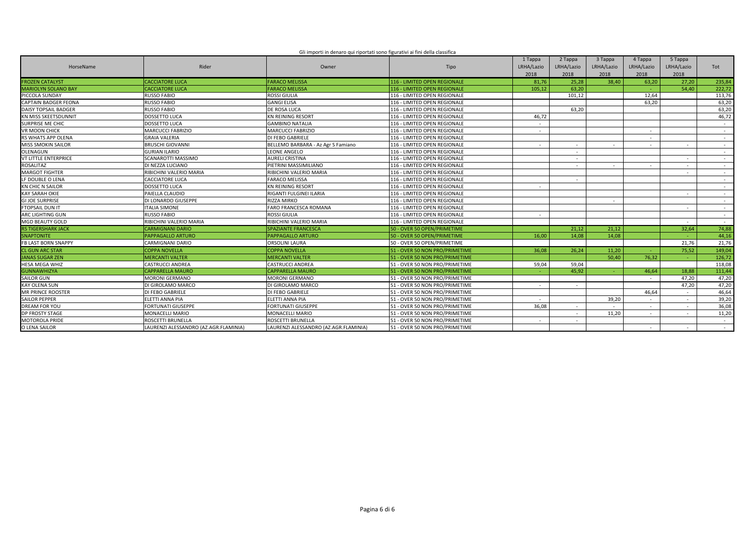Gli importi in denaro qui riportati sono figurativi ai fini della classifica

| HorseName | Rider | Owner | Tipo | 1 Tappa LRHA/Lazio 2018 | 2 Tappa LRHA/Lazio 2018 | 3 Tappa LRHA/Lazio 2018 | 4 Tappa LRHA/Lazio 2018 | 5 Tappa LRHA/Lazio 2018 | Tot |
|---|---|---|---|---|---|---|---|---|---|
| FROZEN CATALYST | CACCIATORE LUCA | FARACO MELISSA | 116 - LIMITED OPEN REGIONALE | 81,76 | 25,28 | 38,40 | 63,20 | 27,20 | 235,84 |
| MARIOLYN SOLANO BAY | CACCIATORE LUCA | FARACO MELISSA | 116 - LIMITED OPEN REGIONALE | 105,12 | 63,20 | | - | 54,40 | 222,72 |
| PICCOLA SUNDAY | RUSSO FABIO | ROSSI GIULIA | 116 - LIMITED OPEN REGIONALE | | 101,12 | | 12,64 | | 113,76 |
| CAPTAIN BADGER FEONA | RUSSO FABIO | GANGI ELISA | 116 - LIMITED OPEN REGIONALE | | | | 63,20 | | 63,20 |
| DAISY TOPSAIL BADGER | RUSSO FABIO | DE ROSA LUCA | 116 - LIMITED OPEN REGIONALE | | 63,20 | | | | 63,20 |
| KN MISS SKEETSDUNNIT | DOSSETTO LUCA | KN REINING RESORT | 116 - LIMITED OPEN REGIONALE | 46,72 | | | | | 46,72 |
| SURPRISE ME CHIC | DOSSETTO LUCA | GAMBINO NATALIA | 116 - LIMITED OPEN REGIONALE | - | | | | | - |
| VR MOON CHICK | MARCUCCI FABRIZIO | MARCUCCI FABRIZIO | 116 - LIMITED OPEN REGIONALE | - | | | - | | - |
| RS WHATS APP OLENA | GRAIA VALERIA | DI FEBO GABRIELE | 116 - LIMITED OPEN REGIONALE | | | | - | | - |
| MISS SMOKIN SAILOR | BRUSCHI GIOVANNI | BELLEMO BARBARA - Az Agr S Famiano | 116 - LIMITED OPEN REGIONALE | - | - | - | - | - | - |
| OLENAGUN | GURIAN ILARIO | LEONE ANGELO | 116 - LIMITED OPEN REGIONALE | | - | | | | - |
| VT LITTLE ENTERPRICE | SCANAROTTI MASSIMO | AURELI CRISTINA | 116 - LIMITED OPEN REGIONALE | | - | | | - | - |
| ROSALITAZ | DI NEZZA LUCIANO | PIETRINI MASSIMILIANO | 116 - LIMITED OPEN REGIONALE | | - | - | - | - | - |
| MARGOT FIGHTER | RIBICHINI VALERIO MARIA | RIBICHINI VALERIO MARIA | 116 - LIMITED OPEN REGIONALE | | | | | - | - |
| LF DOUBLE O LENA | CACCIATORE LUCA | FARACO MELISSA | 116 - LIMITED OPEN REGIONALE | | - | | | | - |
| KN CHIC N SAILOR | DOSSETTO LUCA | KN REINING RESORT | 116 - LIMITED OPEN REGIONALE | - | | | | | - |
| KAY SARAH OKIE | PAIELLA CLAUDIO | RIGANTI FULGINEI ILARIA | 116 - LIMITED OPEN REGIONALE | | | | | - | - |
| GI JOE SURPRISE | DI LONARDO GIUSEPPE | RIZZA MIRKO | 116 - LIMITED OPEN REGIONALE | | | - | | | - |
| FTOPSAIL DUN IT | ITALIA SIMONE | FARO FRANCESCA ROMANA | 116 - LIMITED OPEN REGIONALE | | | | | - | - |
| ARC LIGHTING GUN | RUSSO FABIO | ROSSI GIULIA | 116 - LIMITED OPEN REGIONALE | - | | | | | - |
| MGD BEAUTY GOLD | RIBICHINI VALERIO MARIA | RIBICHINI VALERIO MARIA | 116 - LIMITED OPEN REGIONALE | | | | | - | - |
| RS TIGERSHARK JACK | CARMIGNANI DARIO | SPAZIANTE FRANCESCA | 50 - OVER 50 OPEN/PRIMETIME | | 21,12 | 21,12 | | 32,64 | 74,88 |
| SNAPTONITE | PAPPAGALLO ARTURO | PAPPAGALLO ARTURO | 50 - OVER 50 OPEN/PRIMETIME | 16,00 | 14,08 | 14,08 | | - | 44,16 |
| FB LAST BORN SNAPPY | CARMIGNANI DARIO | ORSOLINI LAURA | 50 - OVER 50 OPEN/PRIMETIME | | | | | 21,76 | 21,76 |
| CL GUN ARC STAR | COPPA NOVELLA | COPPA NOVELLA | 51 - OVER 50 NON PRO/PRIMETIME | 36,08 | 26,24 | 11,20 | - | 75,52 | 149,04 |
| JANAS SUGAR ZEN | MERCANTI VALTER | MERCANTI VALTER | 51 - OVER 50 NON PRO/PRIMETIME | | | 50,40 | 76,32 | - | 126,72 |
| HESA MEGA WHIZ | CASTRUCCI ANDREA | CASTRUCCI ANDREA | 51 - OVER 50 NON PRO/PRIMETIME | 59,04 | 59,04 | | | | 118,08 |
| GUNNAWHIZYA | CAPPARELLA MAURO | CAPPARELLA MAURO | 51 - OVER 50 NON PRO/PRIMETIME | - | 45,92 | - | 46,64 | 18,88 | 111,44 |
| SAILOR GUN | MORONI GERMANO | MORONI GERMANO | 51 - OVER 50 NON PRO/PRIMETIME | | | | - | 47,20 | 47,20 |
| KAY OLENA SUN | DI GIROLAMO MARCO | DI GIROLAMO MARCO | 51 - OVER 50 NON PRO/PRIMETIME | - | - | | | 47,20 | 47,20 |
| MR PRINCE ROOSTER | DI FEBO GABRIELE | DI FEBO GABRIELE | 51 - OVER 50 NON PRO/PRIMETIME | | | | 46,64 | - | 46,64 |
| SAILOR PEPPER | ELETTI ANNA PIA | ELETTI ANNA PIA | 51 - OVER 50 NON PRO/PRIMETIME | - | | 39,20 | - | - | 39,20 |
| DREAM FOR YOU | FORTUNATI GIUSEPPE | FORTUNATI GIUSEPPE | 51 - OVER 50 NON PRO/PRIMETIME | 36,08 | - | - | - | - | 36,08 |
| DP FROSTY STAGE | MONACELLI MARIO | MONACELLI MARIO | 51 - OVER 50 NON PRO/PRIMETIME | | - | 11,20 | - | - | 11,20 |
| MOTOROLA PRIDE | ROSCETTI BRUNELLA | ROSCETTI BRUNELLA | 51 - OVER 50 NON PRO/PRIMETIME | - | - | | | | - |
| O LENA SAILOR | LAURENZI ALESSANDRO (AZ.AGR.FLAMINIA) | LAURENZI ALESSANDRO (AZ.AGR.FLAMINIA) | 51 - OVER 50 NON PRO/PRIMETIME | | | | - | - | - |